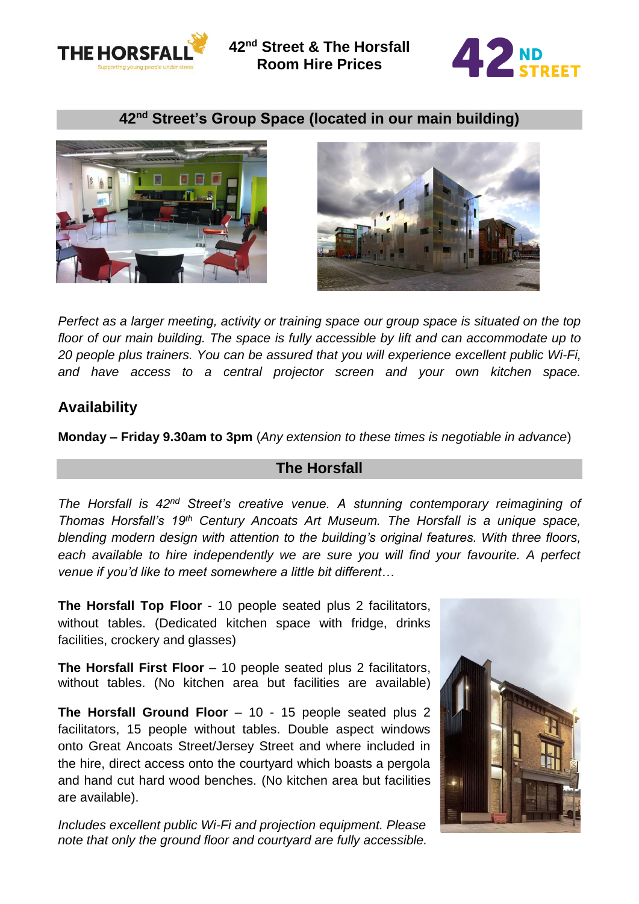# 42nd Street & The Horsfall Room Hire Prices

## 42nd Street's Group Space (located in our main building)

*Perfect as a larger meeting, activity or training space our group space is situated on the top floor of our main building. The space is fully accessible by lift and can accommodate up to 20 people plus trainers. You can be assured that you will experience excellent public Wi-Fi, and have access to a central projector screen and your own kitchen space.*

### Availability

**Monday – Friday 9.30am to 3pm** (*Any extension to these times is negotiable in advance*)

## The Horsfall

*The Horsfall is 42nd Street's creative venue. A stunning contemporary reimagining of Thomas Horsfall's 19th Century Ancoats Art Museum. The Horsfall is a unique space, blending modern design with attention to the building's original features. With three floors, each available to hire independently we are sure you will find your favourite. A perfect venue if you'd like to meet somewhere a little bit different…*

**The Horsfall Top Floor** - 10 people seated plus 2 facilitators, without tables. (Dedicated kitchen space with fridge, drinks facilities, crockery and glasses)

**The Horsfall First Floor** – 10 people seated plus 2 facilitators, without tables. (No kitchen area but facilities are available)

**The Horsfall Ground Floor** – 10 - 15 people seated plus 2 facilitators, 15 people without tables. Double aspect windows onto Great Ancoats Street/Jersey Street and where included in the hire, direct access onto the courtyard which boasts a pergola and hand cut hard wood benches. (No kitchen area but facilities are available).

*Includes excellent public Wi-Fi and projection equipment. Please note that only the ground floor and courtyard are fully accessible.*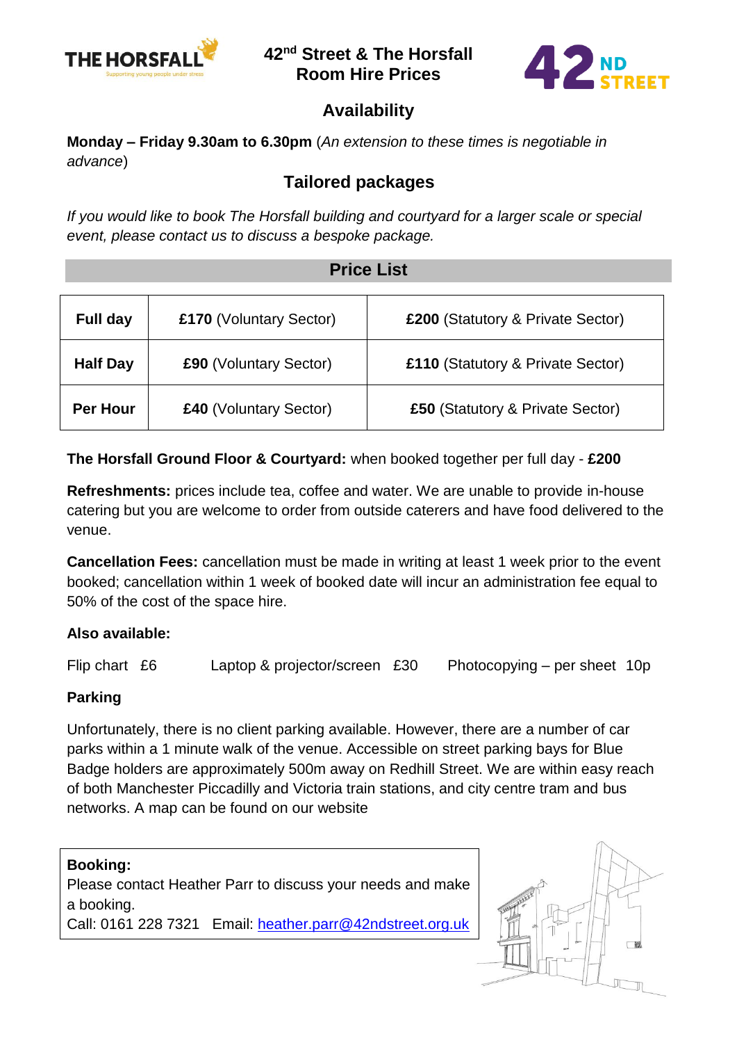# 42nd Street & The Horsfall Room Hire Prices

## Availability

**Monday – Friday 9.30am to 6.30pm** (*An extension to these times is negotiable in advance*)

## Tailored packages

*If you would like to book The Horsfall building and courtyard for a larger scale or special event, please contact us to discuss a bespoke package.*

## Price List

| | | |
|---|---|---|
| **Full day** | **£170** (Voluntary Sector) | **£200** (Statutory & Private Sector) |
| **Half Day** | **£90** (Voluntary Sector) | **£110** (Statutory & Private Sector) |
| **Per Hour** | **£40** (Voluntary Sector) | **£50** (Statutory & Private Sector) |

**The Horsfall Ground Floor & Courtyard:** when booked together per full day - **£200**

**Refreshments:** prices include tea, coffee and water. We are unable to provide in-house catering but you are welcome to order from outside caterers and have food delivered to the venue.

**Cancellation Fees:** cancellation must be made in writing at least 1 week prior to the event booked; cancellation within 1 week of booked date will incur an administration fee equal to 50% of the cost of the space hire.

**Also available:**

Flip chart £6 Laptop & projector/screen £30 Photocopying – per sheet 10p

**Parking**

Unfortunately, there is no client parking available. However, there are a number of car parks within a 1 minute walk of the venue. Accessible on street parking bays for Blue Badge holders are approximately 500m away on Redhill Street. We are within easy reach of both Manchester Piccadilly and Victoria train stations, and city centre tram and bus networks. A map can be found on our website

**Booking:**
Please contact Heather Parr to discuss your needs and make a booking.
Call: 0161 228 7321 Email: heather.parr@42ndstreet.org.uk